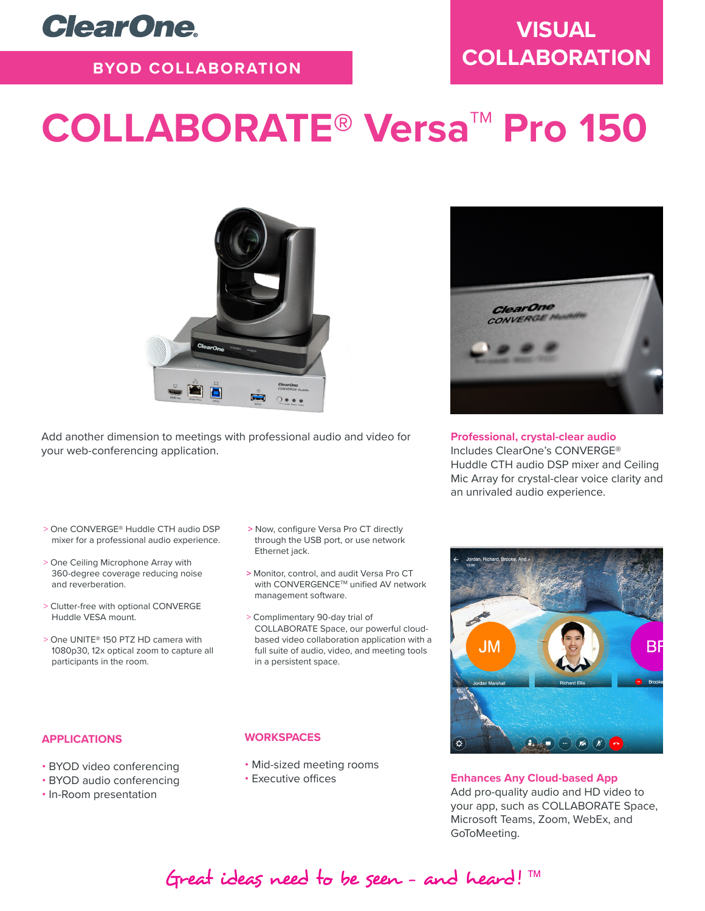ClearOne

**BYOD COLLABORATION**

**VISUAL COLLABORATION**

# COLLABORATE® Versa™ Pro 150

Add another dimension to meetings with professional audio and video for your web-conferencing application.

**Professional, crystal-clear audio**

Includes ClearOne's CONVERGE® Huddle CTH audio DSP mixer and Ceiling Mic Array for crystal-clear voice clarity and an unrivaled audio experience.

> One CONVERGE® Huddle CTH audio DSP mixer for a professional audio experience.

> One Ceiling Microphone Array with 360-degree coverage reducing noise and reverberation.

> Clutter-free with optional CONVERGE Huddle VESA mount.

> One UNITE® 150 PTZ HD camera with 1080p30, 12x optical zoom to capture all participants in the room.

> Now, configure Versa Pro CT directly through the USB port, or use network Ethernet jack.

> Monitor, control, and audit Versa Pro CT with CONVERGENCE™ unified AV network management software.

> Complimentary 90-day trial of COLLABORATE Space, our powerful cloud-based video collaboration application with a full suite of audio, video, and meeting tools in a persistent space.

### APPLICATIONS

- BYOD video conferencing
- BYOD audio conferencing
- In-Room presentation

### WORKSPACES

- Mid-sized meeting rooms
- Executive offices

**Enhances Any Cloud-based App**

Add pro-quality audio and HD video to your app, such as COLLABORATE Space, Microsoft Teams, Zoom, WebEx, and GoToMeeting.

*Great ideas need to be seen - and heard!™*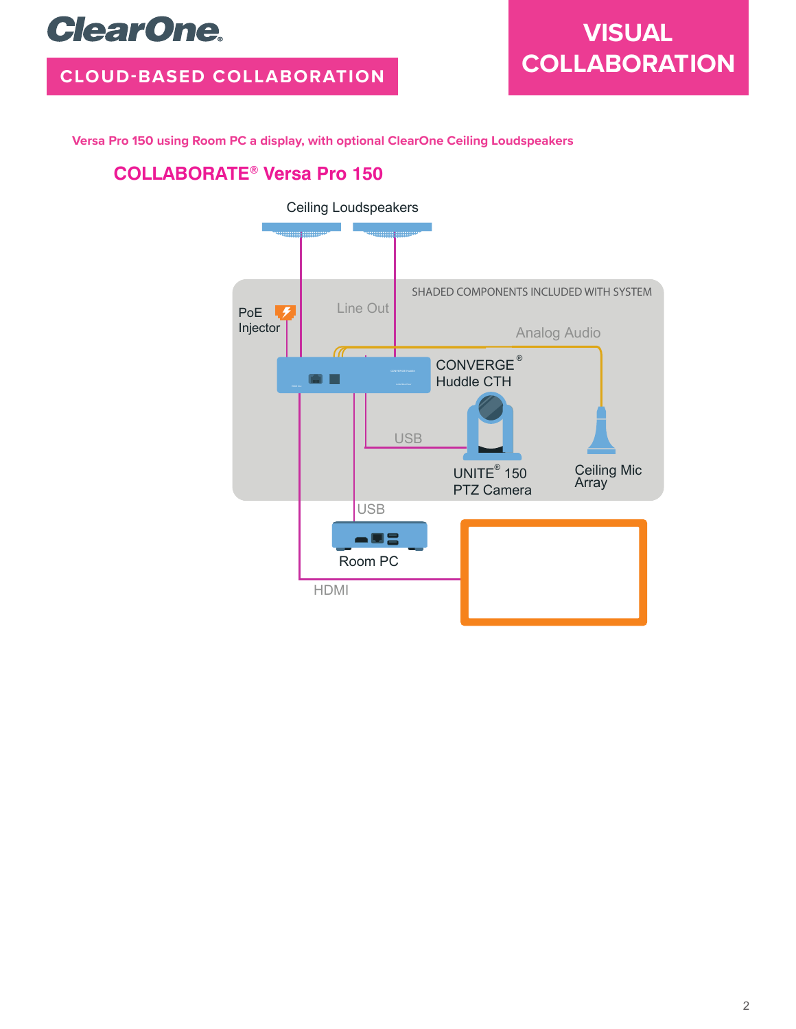# ClearOne

## CLOUD-BASED COLLABORATION

## VISUAL COLLABORATION

**Versa Pro 150 using Room PC a display, with optional ClearOne Ceiling Loudspeakers**

### COLLABORATE® Versa Pro 150

Ceiling Loudspeakers

SHADED COMPONENTS INCLUDED WITH SYSTEM

PoE Injector

Line Out

Analog Audio

CONVERGE® Huddle CTH

USB

UNITE® 150 PTZ Camera

Ceiling Mic Array

USB

Room PC

HDMI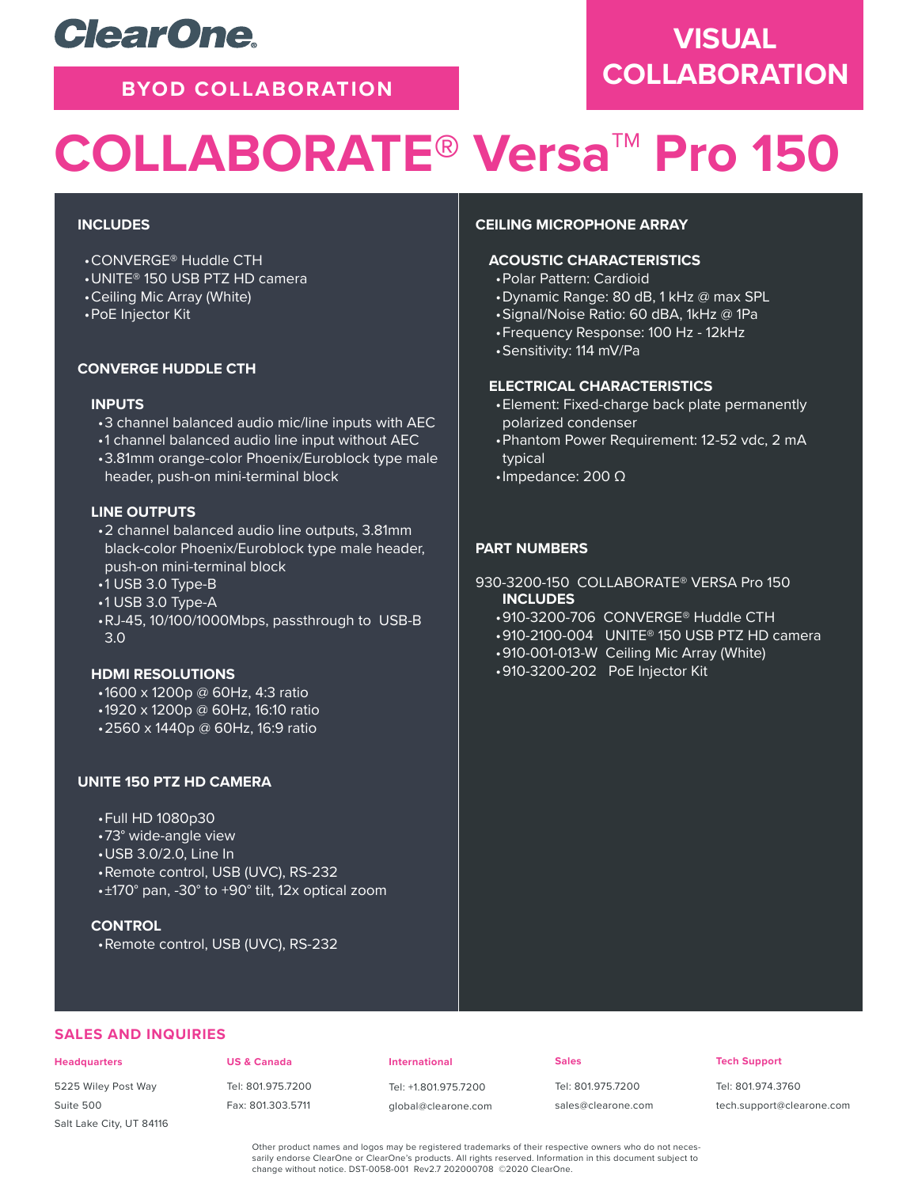ClearOne

BYOD COLLABORATION

VISUAL COLLABORATION

# COLLABORATE® Versa™ Pro 150

## INCLUDES

- CONVERGE® Huddle CTH
- UNITE® 150 USB PTZ HD camera
- Ceiling Mic Array (White)
- PoE Injector Kit

## CONVERGE HUDDLE CTH

### INPUTS

- 3 channel balanced audio mic/line inputs with AEC
- 1 channel balanced audio line input without AEC
- 3.81mm orange-color Phoenix/Euroblock type male header, push-on mini-terminal block

### LINE OUTPUTS

- 2 channel balanced audio line outputs, 3.81mm black-color Phoenix/Euroblock type male header, push-on mini-terminal block
- 1 USB 3.0 Type-B
- 1 USB 3.0 Type-A
- RJ-45, 10/100/1000Mbps, passthrough to USB-B 3.0

### HDMI RESOLUTIONS

- 1600 x 1200p @ 60Hz, 4:3 ratio
- 1920 x 1200p @ 60Hz, 16:10 ratio
- 2560 x 1440p @ 60Hz, 16:9 ratio

## UNITE 150 PTZ HD CAMERA

- Full HD 1080p30
- 73° wide-angle view
- USB 3.0/2.0, Line In
- Remote control, USB (UVC), RS-232
- ±170° pan, -30° to +90° tilt, 12x optical zoom

### CONTROL

- Remote control, USB (UVC), RS-232

## CEILING MICROPHONE ARRAY

### ACOUSTIC CHARACTERISTICS

- Polar Pattern: Cardioid
- Dynamic Range: 80 dB, 1 kHz @ max SPL
- Signal/Noise Ratio: 60 dBA, 1kHz @ 1Pa
- Frequency Response: 100 Hz - 12kHz
- Sensitivity: 114 mV/Pa

### ELECTRICAL CHARACTERISTICS

- Element: Fixed-charge back plate permanently polarized condenser
- Phantom Power Requirement: 12-52 vdc, 2 mA typical
- Impedance: 200 Ω

## PART NUMBERS

930-3200-150 COLLABORATE® VERSA Pro 150

**INCLUDES**

- 910-3200-706 CONVERGE® Huddle CTH
- 910-2100-004 UNITE® 150 USB PTZ HD camera
- 910-001-013-W Ceiling Mic Array (White)
- 910-3200-202 PoE Injector Kit

## SALES AND INQUIRIES

**Headquarters**
5225 Wiley Post Way
Suite 500
Salt Lake City, UT 84116

**US & Canada**
Tel: 801.975.7200
Fax: 801.303.5711

**International**
Tel: +1.801.975.7200
global@clearone.com

**Sales**
Tel: 801.975.7200
sales@clearone.com

**Tech Support**
Tel: 801.974.3760
tech.support@clearone.com

Other product names and logos may be registered trademarks of their respective owners who do not necessarily endorse ClearOne or ClearOne's products. All rights reserved. Information in this document subject to change without notice. DST-0058-001 Rev2.7 202000708 ©2020 ClearOne.